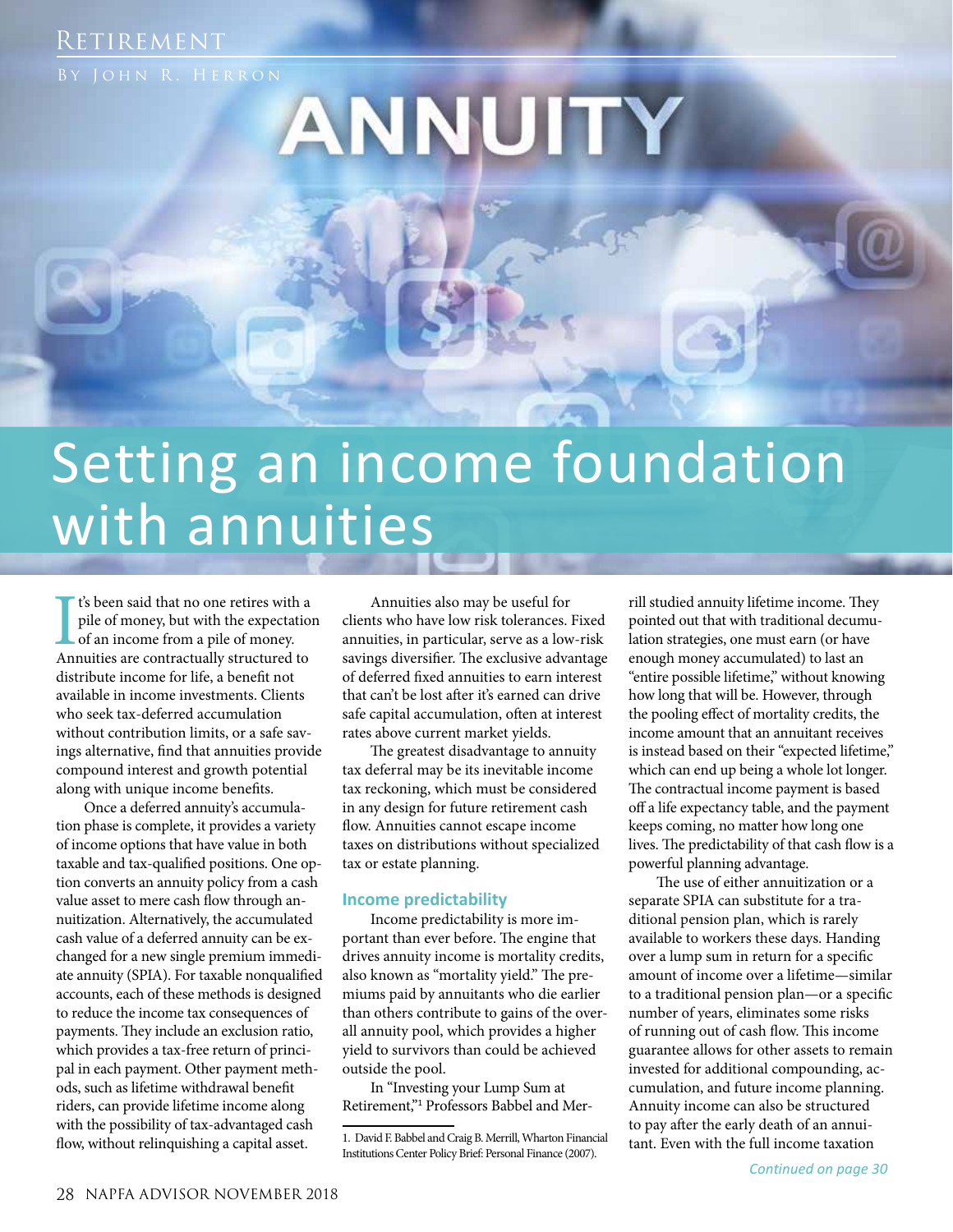Retirement

By John R. Herron

# Setting an income foundation with annuities

It's been said that no one retires with a pile of money, but with the expectation of an income from a pile of money. Annuities are contractually structured to distribute income for life, a benefit not available in income investments. Clients who seek tax-deferred accumulation without contribution limits, or a safe savings alternative, find that annuities provide compound interest and growth potential along with unique income benefits.

Once a deferred annuity's accumulation phase is complete, it provides a variety of income options that have value in both taxable and tax-qualified positions. One option converts an annuity policy from a cash value asset to mere cash flow through annuitization. Alternatively, the accumulated cash value of a deferred annuity can be exchanged for a new single premium immediate annuity (SPIA). For taxable nonqualified accounts, each of these methods is designed to reduce the income tax consequences of payments. They include an exclusion ratio, which provides a tax-free return of principal in each payment. Other payment methods, such as lifetime withdrawal benefit riders, can provide lifetime income along with the possibility of tax-advantaged cash flow, without relinquishing a capital asset.

Annuities also may be useful for clients who have low risk tolerances. Fixed annuities, in particular, serve as a low-risk savings diversifier. The exclusive advantage of deferred fixed annuities to earn interest that can't be lost after it's earned can drive safe capital accumulation, often at interest rates above current market yields.

The greatest disadvantage to annuity tax deferral may be its inevitable income tax reckoning, which must be considered in any design for future retirement cash flow. Annuities cannot escape income taxes on distributions without specialized tax or estate planning.

## Income predictability

Income predictability is more important than ever before. The engine that drives annuity income is mortality credits, also known as "mortality yield." The premiums paid by annuitants who die earlier than others contribute to gains of the overall annuity pool, which provides a higher yield to survivors than could be achieved outside the pool.

In "Investing your Lump Sum at Retirement,"[1] Professors Babbel and Merrill studied annuity lifetime income. They pointed out that with traditional decumulation strategies, one must earn (or have enough money accumulated) to last an "entire possible lifetime," without knowing how long that will be. However, through the pooling effect of mortality credits, the income amount that an annuitant receives is instead based on their "expected lifetime," which can end up being a whole lot longer. The contractual income payment is based off a life expectancy table, and the payment keeps coming, no matter how long one lives. The predictability of that cash flow is a powerful planning advantage.

The use of either annuitization or a separate SPIA can substitute for a traditional pension plan, which is rarely available to workers these days. Handing over a lump sum in return for a specific amount of income over a lifetime—similar to a traditional pension plan—or a specific number of years, eliminates some risks of running out of cash flow. This income guarantee allows for other assets to remain invested for additional compounding, accumulation, and future income planning. Annuity income can also be structured to pay after the early death of an annuitant. Even with the full income taxation

*Continued on page 30*

1. David F. Babbel and Craig B. Merrill, Wharton Financial Institutions Center Policy Brief: Personal Finance (2007).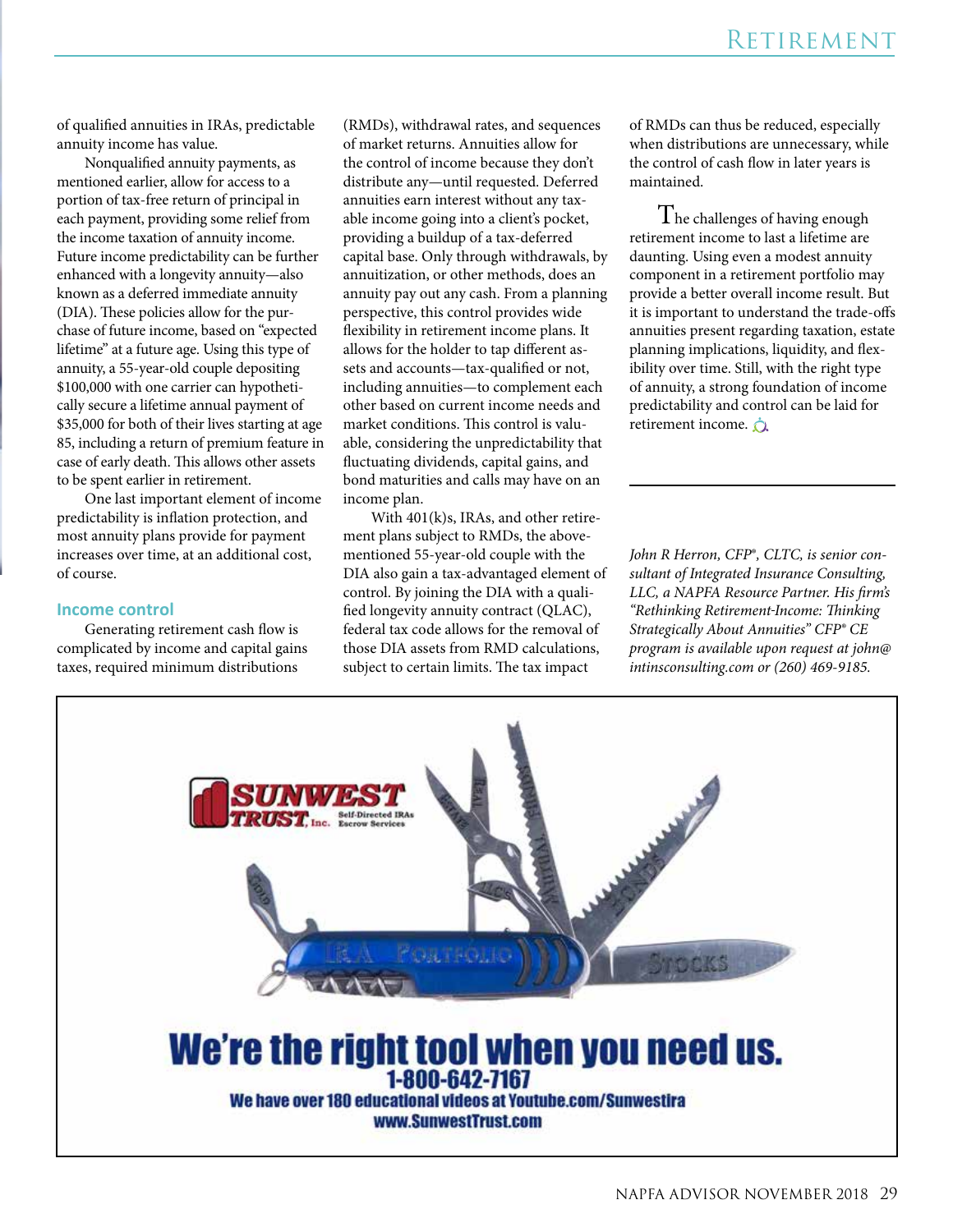of qualified annuities in IRAs, predictable annuity income has value.

Nonqualified annuity payments, as mentioned earlier, allow for access to a portion of tax-free return of principal in each payment, providing some relief from the income taxation of annuity income. Future income predictability can be further enhanced with a longevity annuity—also known as a deferred immediate annuity (DIA). These policies allow for the purchase of future income, based on "expected lifetime" at a future age. Using this type of annuity, a 55-year-old couple depositing $100,000 with one carrier can hypothetically secure a lifetime annual payment of $35,000 for both of their lives starting at age 85, including a return of premium feature in case of early death. This allows other assets to be spent earlier in retirement.

One last important element of income predictability is inflation protection, and most annuity plans provide for payment increases over time, at an additional cost, of course.

## Income control

Generating retirement cash flow is complicated by income and capital gains taxes, required minimum distributions (RMDs), withdrawal rates, and sequences of market returns. Annuities allow for the control of income because they don't distribute any—until requested. Deferred annuities earn interest without any taxable income going into a client's pocket, providing a buildup of a tax-deferred capital base. Only through withdrawals, by annuitization, or other methods, does an annuity pay out any cash. From a planning perspective, this control provides wide flexibility in retirement income plans. It allows for the holder to tap different assets and accounts—tax-qualified or not, including annuities—to complement each other based on current income needs and market conditions. This control is valuable, considering the unpredictability that fluctuating dividends, capital gains, and bond maturities and calls may have on an income plan.

With 401(k)s, IRAs, and other retirement plans subject to RMDs, the above-mentioned 55-year-old couple with the DIA also gain a tax-advantaged element of control. By joining the DIA with a qualified longevity annuity contract (QLAC), federal tax code allows for the removal of those DIA assets from RMD calculations, subject to certain limits. The tax impact of RMDs can thus be reduced, especially when distributions are unnecessary, while the control of cash flow in later years is maintained.

The challenges of having enough retirement income to last a lifetime are daunting. Using even a modest annuity component in a retirement portfolio may provide a better overall income result. But it is important to understand the trade-offs annuities present regarding taxation, estate planning implications, liquidity, and flexibility over time. Still, with the right type of annuity, a strong foundation of income predictability and control can be laid for retirement income.

---

*John R Herron, CFP®, CLTC, is senior consultant of Integrated Insurance Consulting, LLC, a NAPFA Resource Partner. His firm's "Rethinking Retirement-Income: Thinking Strategically About Annuities" CFP® CE program is available upon request at john@intinsconsulting.com or (260) 469-9185.*

---

**SUNWEST TRUST, Inc.** Self-Directed IRAs Escrow Services

IRA PORTFOLIO

**We're the right tool when you need us.**

**1-800-642-7167**

**We have over 180 educational videos at Youtube.com/SunwestIra**

**www.SunwestTrust.com**